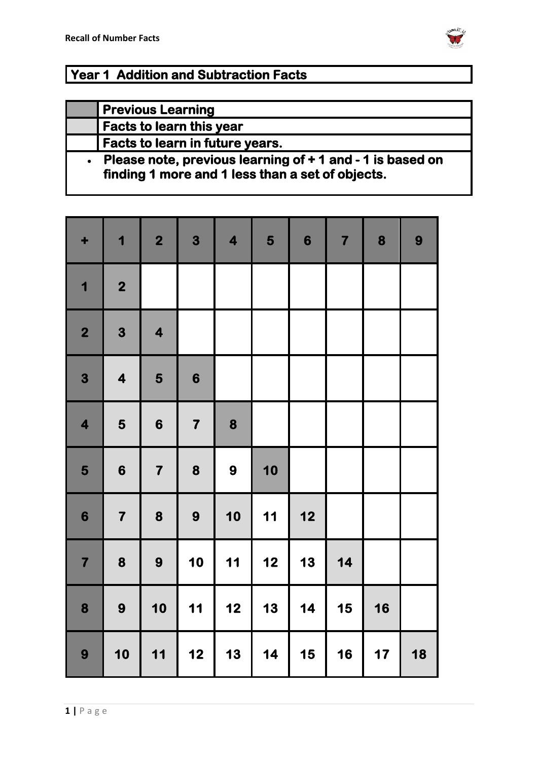## Year 1 Addition and Subtraction Facts

| | |
|---|---|
| (dark shading) | **Previous Learning** |
| (light shading) | **Facts to learn this year** |
| (no shading) | **Facts to learn in future years.** |

- **Please note, previous learning of + 1 and - 1 is based on finding 1 more and 1 less than a set of objects.**

| + | 1 | 2 | 3 | 4 | 5 | 6 | 7 | 8 | 9 |
|---|---|---|---|---|---|---|---|---|---|
| 1 | 2 | | | | | | | | |
| 2 | 3 | 4 | | | | | | | |
| 3 | 4 | 5 | 6 | | | | | | |
| 4 | 5 | 6 | 7 | 8 | | | | | |
| 5 | 6 | 7 | 8 | 9 | 10 | | | | |
| 6 | 7 | 8 | 9 | 10 | 11 | 12 | | | |
| 7 | 8 | 9 | 10 | 11 | 12 | 13 | 14 | | |
| 8 | 9 | 10 | 11 | 12 | 13 | 14 | 15 | 16 | |
| 9 | 10 | 11 | 12 | 13 | 14 | 15 | 16 | 17 | 18 |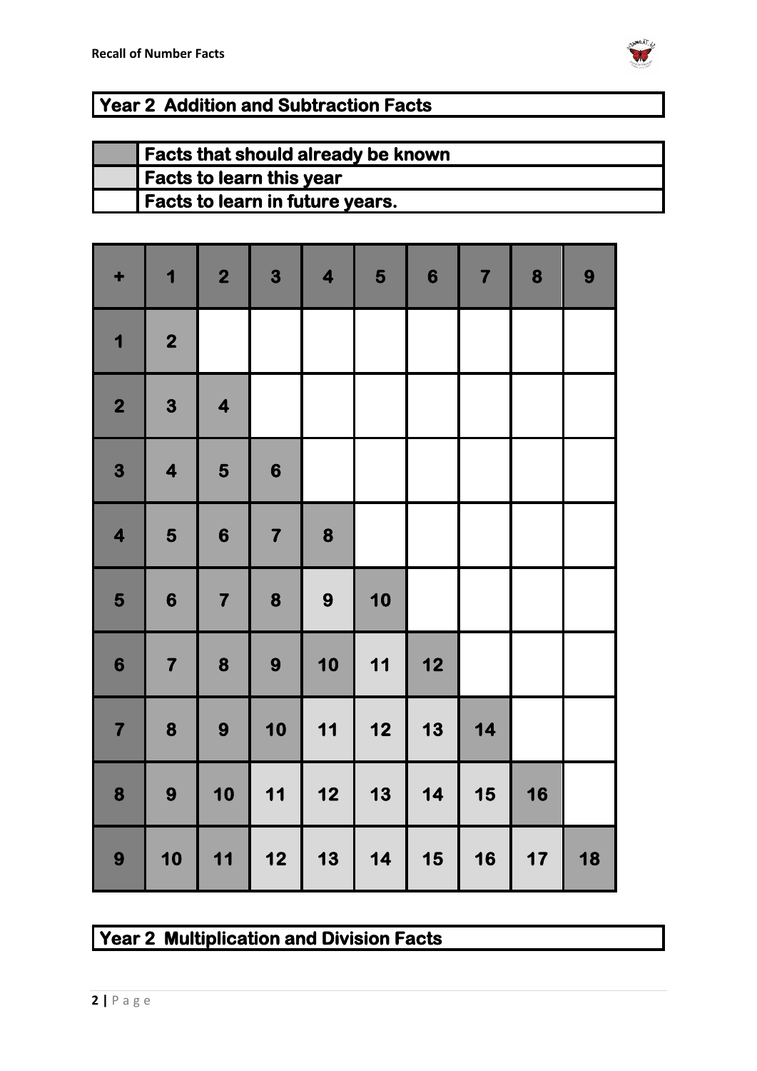## Year 2 Addition and Subtraction Facts

| | |
|---|---|
| | Facts that should already be known |
| | Facts to learn this year |
| | Facts to learn in future years. |

| + | 1 | 2 | 3 | 4 | 5 | 6 | 7 | 8 | 9 |
|---|---|---|---|---|---|---|---|---|---|
| 1 | 2 | | | | | | | | |
| 2 | 3 | 4 | | | | | | | |
| 3 | 4 | 5 | 6 | | | | | | |
| 4 | 5 | 6 | 7 | 8 | | | | | |
| 5 | 6 | 7 | 8 | 9 | 10 | | | | |
| 6 | 7 | 8 | 9 | 10 | 11 | 12 | | | |
| 7 | 8 | 9 | 10 | 11 | 12 | 13 | 14 | | |
| 8 | 9 | 10 | 11 | 12 | 13 | 14 | 15 | 16 | |
| 9 | 10 | 11 | 12 | 13 | 14 | 15 | 16 | 17 | 18 |

## Year 2 Multiplication and Division Facts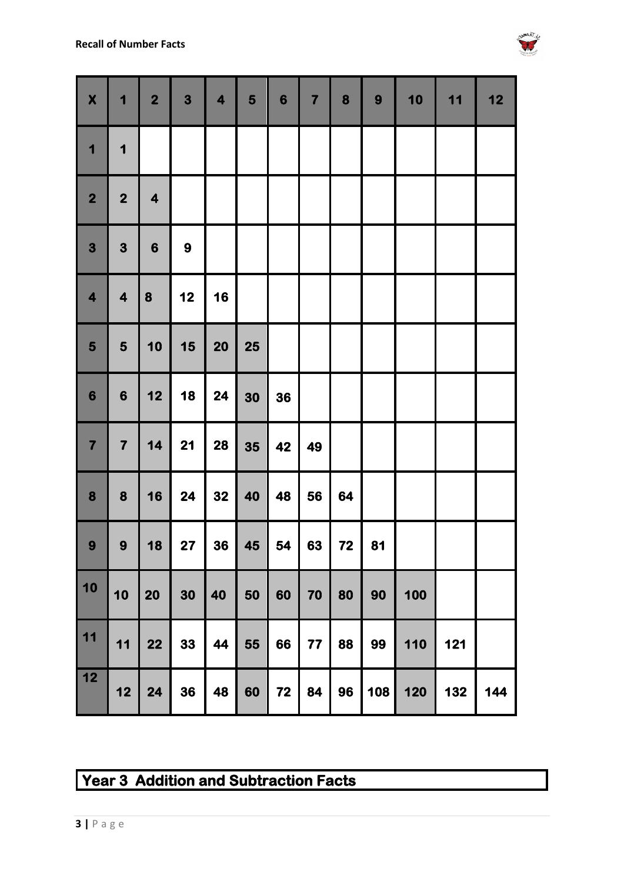| X | 1 | 2 | 3 | 4 | 5 | 6 | 7 | 8 | 9 | 10 | 11 | 12 |
|---|---|---|---|---|---|---|---|---|---|---|---|---|
| 1 | 1 | | | | | | | | | | | |
| 2 | 2 | 4 | | | | | | | | | | |
| 3 | 3 | 6 | 9 | | | | | | | | | |
| 4 | 4 | 8 | 12 | 16 | | | | | | | | |
| 5 | 5 | 10 | 15 | 20 | 25 | | | | | | | |
| 6 | 6 | 12 | 18 | 24 | 30 | 36 | | | | | | |
| 7 | 7 | 14 | 21 | 28 | 35 | 42 | 49 | | | | | |
| 8 | 8 | 16 | 24 | 32 | 40 | 48 | 56 | 64 | | | | |
| 9 | 9 | 18 | 27 | 36 | 45 | 54 | 63 | 72 | 81 | | | |
| 10 | 10 | 20 | 30 | 40 | 50 | 60 | 70 | 80 | 90 | 100 | | |
| 11 | 11 | 22 | 33 | 44 | 55 | 66 | 77 | 88 | 99 | 110 | 121 | |
| 12 | 12 | 24 | 36 | 48 | 60 | 72 | 84 | 96 | 108 | 120 | 132 | 144 |

## Year 3 Addition and Subtraction Facts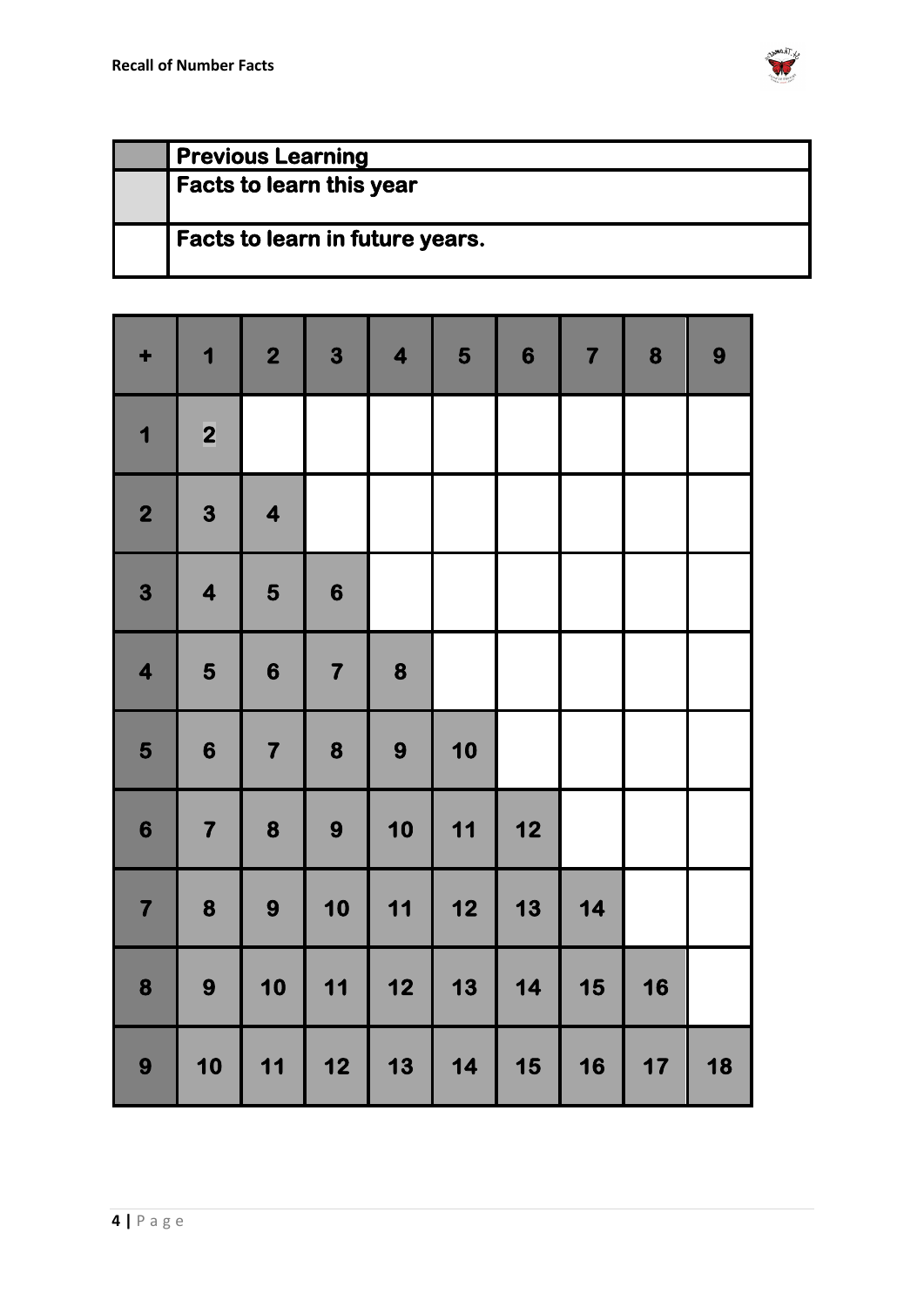| | |
|---|---|
| | **Previous Learning** |
| | **Facts to learn this year** |
| | **Facts to learn in future years.** |

| + | 1 | 2 | 3 | 4 | 5 | 6 | 7 | 8 | 9 |
|---|---|---|---|---|---|---|---|---|---|
| 1 | 2 | | | | | | | | |
| 2 | 3 | 4 | | | | | | | |
| 3 | 4 | 5 | 6 | | | | | | |
| 4 | 5 | 6 | 7 | 8 | | | | | |
| 5 | 6 | 7 | 8 | 9 | 10 | | | | |
| 6 | 7 | 8 | 9 | 10 | 11 | 12 | | | |
| 7 | 8 | 9 | 10 | 11 | 12 | 13 | 14 | | |
| 8 | 9 | 10 | 11 | 12 | 13 | 14 | 15 | 16 | |
| 9 | 10 | 11 | 12 | 13 | 14 | 15 | 16 | 17 | 18 |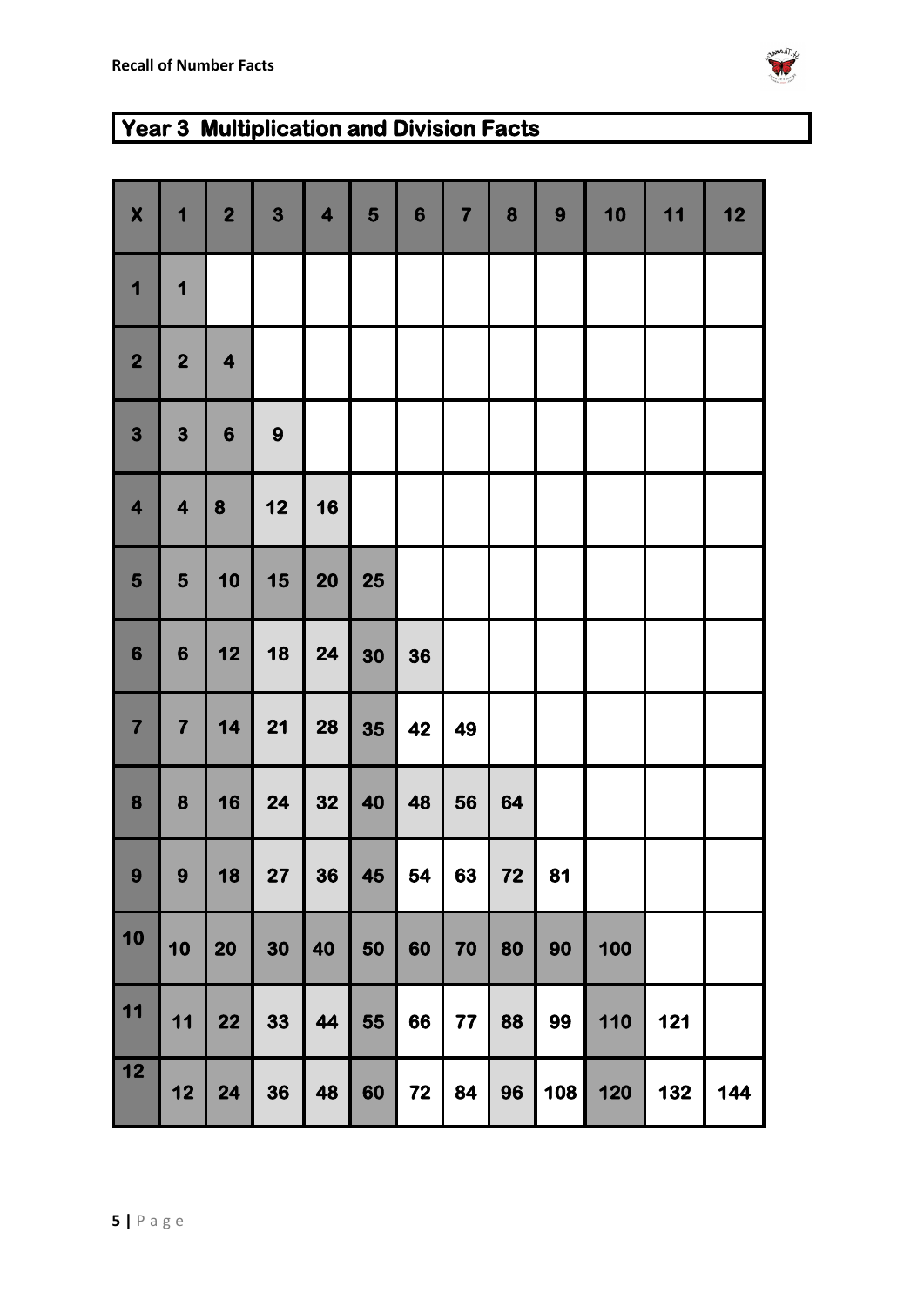# Year 3 Multiplication and Division Facts

| X | 1 | 2 | 3 | 4 | 5 | 6 | 7 | 8 | 9 | 10 | 11 | 12 |
|---|---|---|---|---|---|---|---|---|---|---|---|---|
| 1 | 1 | | | | | | | | | | | |
| 2 | 2 | 4 | | | | | | | | | | |
| 3 | 3 | 6 | 9 | | | | | | | | | |
| 4 | 4 | 8 | 12 | 16 | | | | | | | | |
| 5 | 5 | 10 | 15 | 20 | 25 | | | | | | | |
| 6 | 6 | 12 | 18 | 24 | 30 | 36 | | | | | | |
| 7 | 7 | 14 | 21 | 28 | 35 | 42 | 49 | | | | | |
| 8 | 8 | 16 | 24 | 32 | 40 | 48 | 56 | 64 | | | | |
| 9 | 9 | 18 | 27 | 36 | 45 | 54 | 63 | 72 | 81 | | | |
| 10 | 10 | 20 | 30 | 40 | 50 | 60 | 70 | 80 | 90 | 100 | | |
| 11 | 11 | 22 | 33 | 44 | 55 | 66 | 77 | 88 | 99 | 110 | 121 | |
| 12 | 12 | 24 | 36 | 48 | 60 | 72 | 84 | 96 | 108 | 120 | 132 | 144 |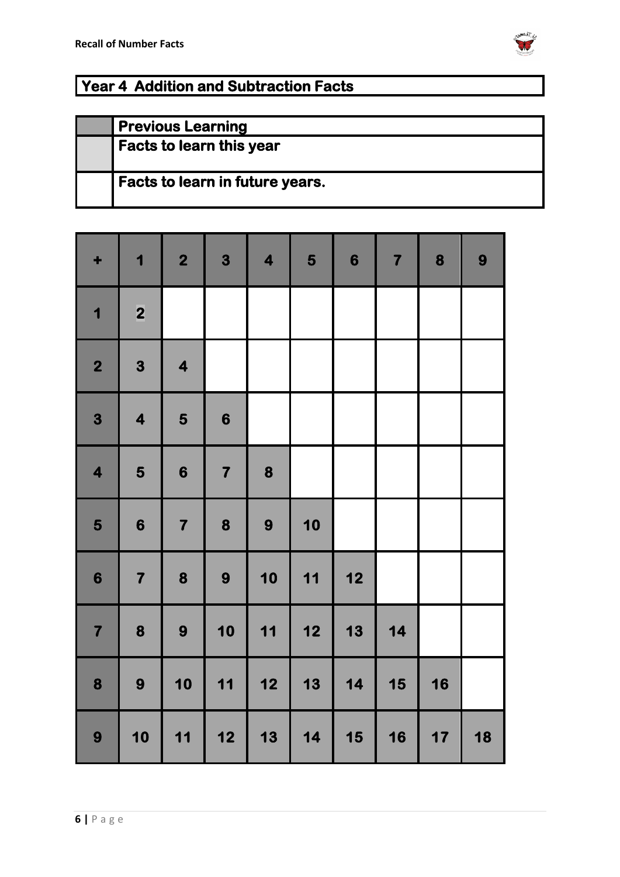## Year 4 Addition and Subtraction Facts

| | |
|---|---|
| | **Previous Learning** |
| | **Facts to learn this year** |
| | **Facts to learn in future years.** |

| + | 1 | 2 | 3 | 4 | 5 | 6 | 7 | 8 | 9 |
|---|---|---|---|---|---|---|---|---|---|
| 1 | 2 | | | | | | | | |
| 2 | 3 | 4 | | | | | | | |
| 3 | 4 | 5 | 6 | | | | | | |
| 4 | 5 | 6 | 7 | 8 | | | | | |
| 5 | 6 | 7 | 8 | 9 | 10 | | | | |
| 6 | 7 | 8 | 9 | 10 | 11 | 12 | | | |
| 7 | 8 | 9 | 10 | 11 | 12 | 13 | 14 | | |
| 8 | 9 | 10 | 11 | 12 | 13 | 14 | 15 | 16 | |
| 9 | 10 | 11 | 12 | 13 | 14 | 15 | 16 | 17 | 18 |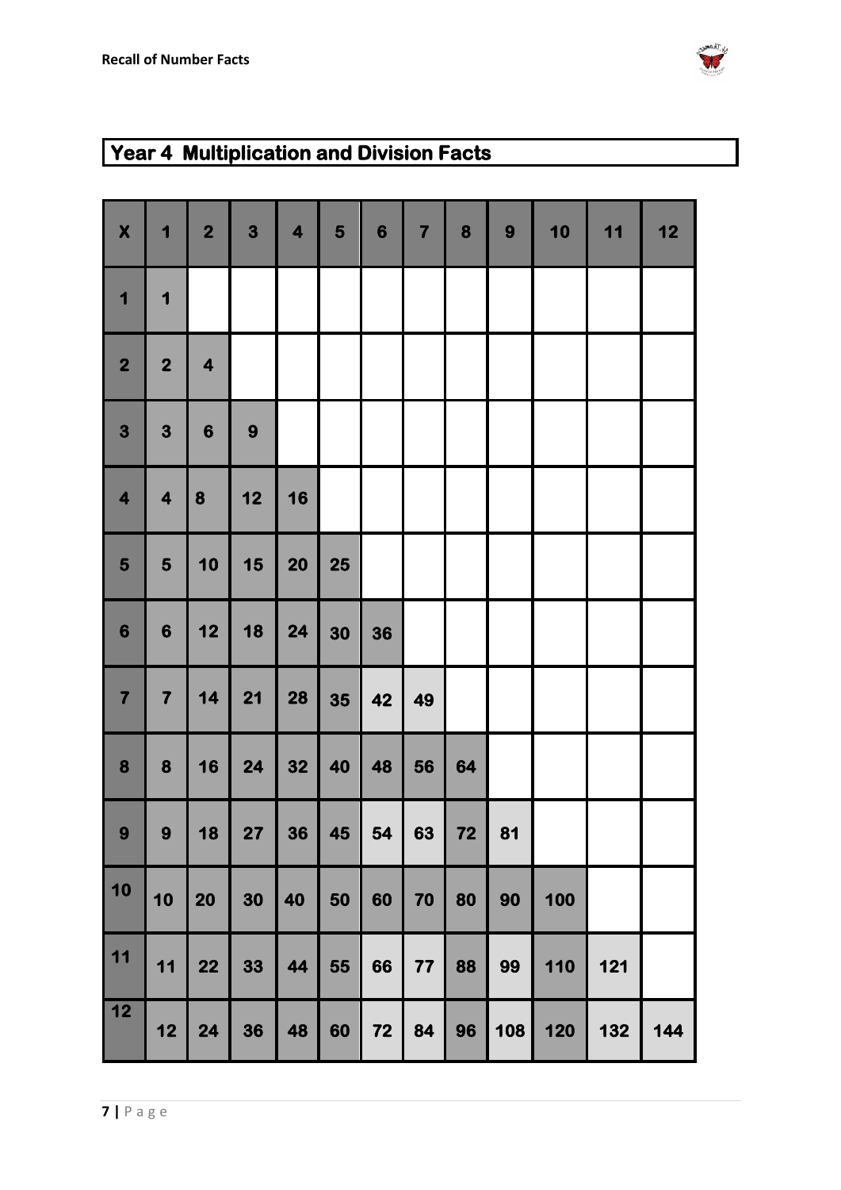## Year 4 Multiplication and Division Facts

| X | 1 | 2 | 3 | 4 | 5 | 6 | 7 | 8 | 9 | 10 | 11 | 12 |
|---|---|---|---|---|---|---|---|---|---|---|---|---|
| 1 | 1 | | | | | | | | | | | |
| 2 | 2 | 4 | | | | | | | | | | |
| 3 | 3 | 6 | 9 | | | | | | | | | |
| 4 | 4 | 8 | 12 | 16 | | | | | | | | |
| 5 | 5 | 10 | 15 | 20 | 25 | | | | | | | |
| 6 | 6 | 12 | 18 | 24 | 30 | 36 | | | | | | |
| 7 | 7 | 14 | 21 | 28 | 35 | 42 | 49 | | | | | |
| 8 | 8 | 16 | 24 | 32 | 40 | 48 | 56 | 64 | | | | |
| 9 | 9 | 18 | 27 | 36 | 45 | 54 | 63 | 72 | 81 | | | |
| 10 | 10 | 20 | 30 | 40 | 50 | 60 | 70 | 80 | 90 | 100 | | |
| 11 | 11 | 22 | 33 | 44 | 55 | 66 | 77 | 88 | 99 | 110 | 121 | |
| 12 | 12 | 24 | 36 | 48 | 60 | 72 | 84 | 96 | 108 | 120 | 132 | 144 |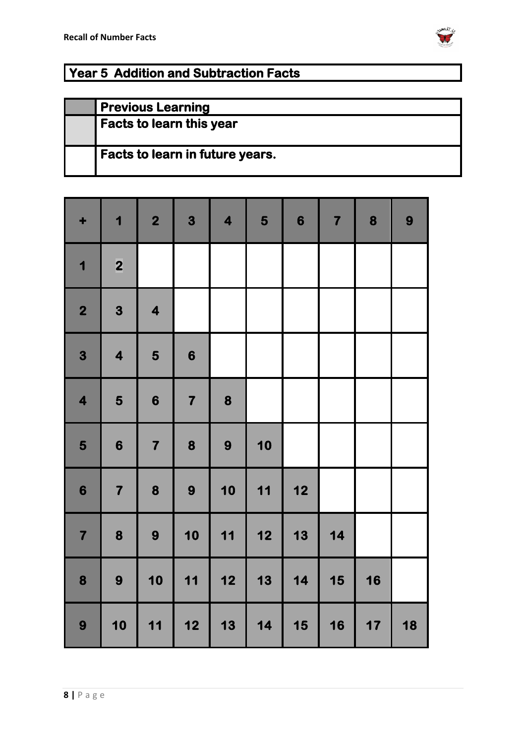## Year 5 Addition and Subtraction Facts

| | |
|---|---|
| | **Previous Learning** |
| | **Facts to learn this year** |
| | **Facts to learn in future years.** |

| + | 1 | 2 | 3 | 4 | 5 | 6 | 7 | 8 | 9 |
|---|---|---|---|---|---|---|---|---|---|
| **1** | 2 | | | | | | | | |
| **2** | 3 | 4 | | | | | | | |
| **3** | 4 | 5 | 6 | | | | | | |
| **4** | 5 | 6 | 7 | 8 | | | | | |
| **5** | 6 | 7 | 8 | 9 | 10 | | | | |
| **6** | 7 | 8 | 9 | 10 | 11 | 12 | | | |
| **7** | 8 | 9 | 10 | 11 | 12 | 13 | 14 | | |
| **8** | 9 | 10 | 11 | 12 | 13 | 14 | 15 | 16 | |
| **9** | 10 | 11 | 12 | 13 | 14 | 15 | 16 | 17 | 18 |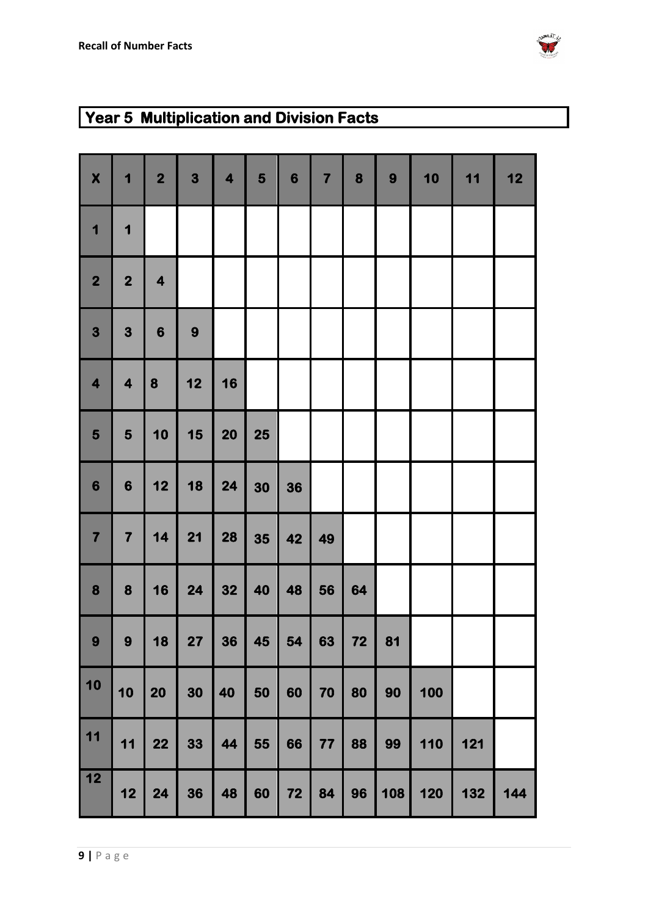## Year 5 Multiplication and Division Facts

| X | 1 | 2 | 3 | 4 | 5 | 6 | 7 | 8 | 9 | 10 | 11 | 12 |
|---|---|---|---|---|---|---|---|---|---|---|---|---|
| 1 | 1 | | | | | | | | | | | |
| 2 | 2 | 4 | | | | | | | | | | |
| 3 | 3 | 6 | 9 | | | | | | | | | |
| 4 | 4 | 8 | 12 | 16 | | | | | | | | |
| 5 | 5 | 10 | 15 | 20 | 25 | | | | | | | |
| 6 | 6 | 12 | 18 | 24 | 30 | 36 | | | | | | |
| 7 | 7 | 14 | 21 | 28 | 35 | 42 | 49 | | | | | |
| 8 | 8 | 16 | 24 | 32 | 40 | 48 | 56 | 64 | | | | |
| 9 | 9 | 18 | 27 | 36 | 45 | 54 | 63 | 72 | 81 | | | |
| 10 | 10 | 20 | 30 | 40 | 50 | 60 | 70 | 80 | 90 | 100 | | |
| 11 | 11 | 22 | 33 | 44 | 55 | 66 | 77 | 88 | 99 | 110 | 121 | |
| 12 | 12 | 24 | 36 | 48 | 60 | 72 | 84 | 96 | 108 | 120 | 132 | 144 |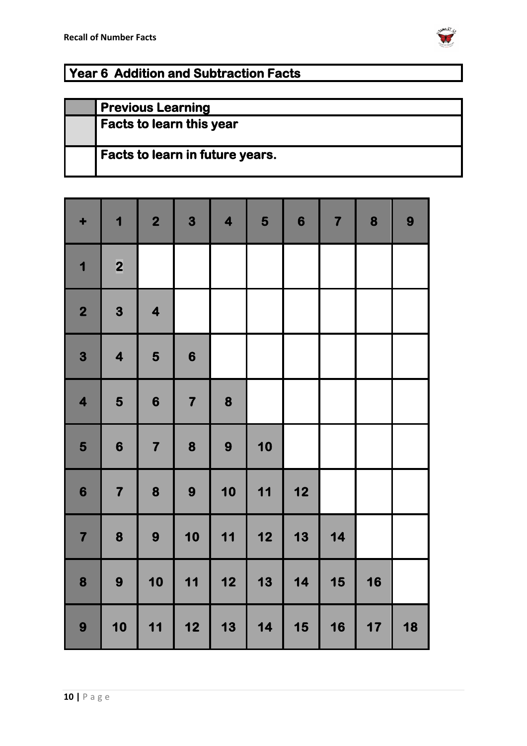## Year 6 Addition and Subtraction Facts

| | |
|---|---|
| | **Previous Learning** |
| | **Facts to learn this year** |
| | **Facts to learn in future years.** |

| + | 1 | 2 | 3 | 4 | 5 | 6 | 7 | 8 | 9 |
|---|---|---|---|---|---|---|---|---|---|
| 1 | 2 | | | | | | | | |
| 2 | 3 | 4 | | | | | | | |
| 3 | 4 | 5 | 6 | | | | | | |
| 4 | 5 | 6 | 7 | 8 | | | | | |
| 5 | 6 | 7 | 8 | 9 | 10 | | | | |
| 6 | 7 | 8 | 9 | 10 | 11 | 12 | | | |
| 7 | 8 | 9 | 10 | 11 | 12 | 13 | 14 | | |
| 8 | 9 | 10 | 11 | 12 | 13 | 14 | 15 | 16 | |
| 9 | 10 | 11 | 12 | 13 | 14 | 15 | 16 | 17 | 18 |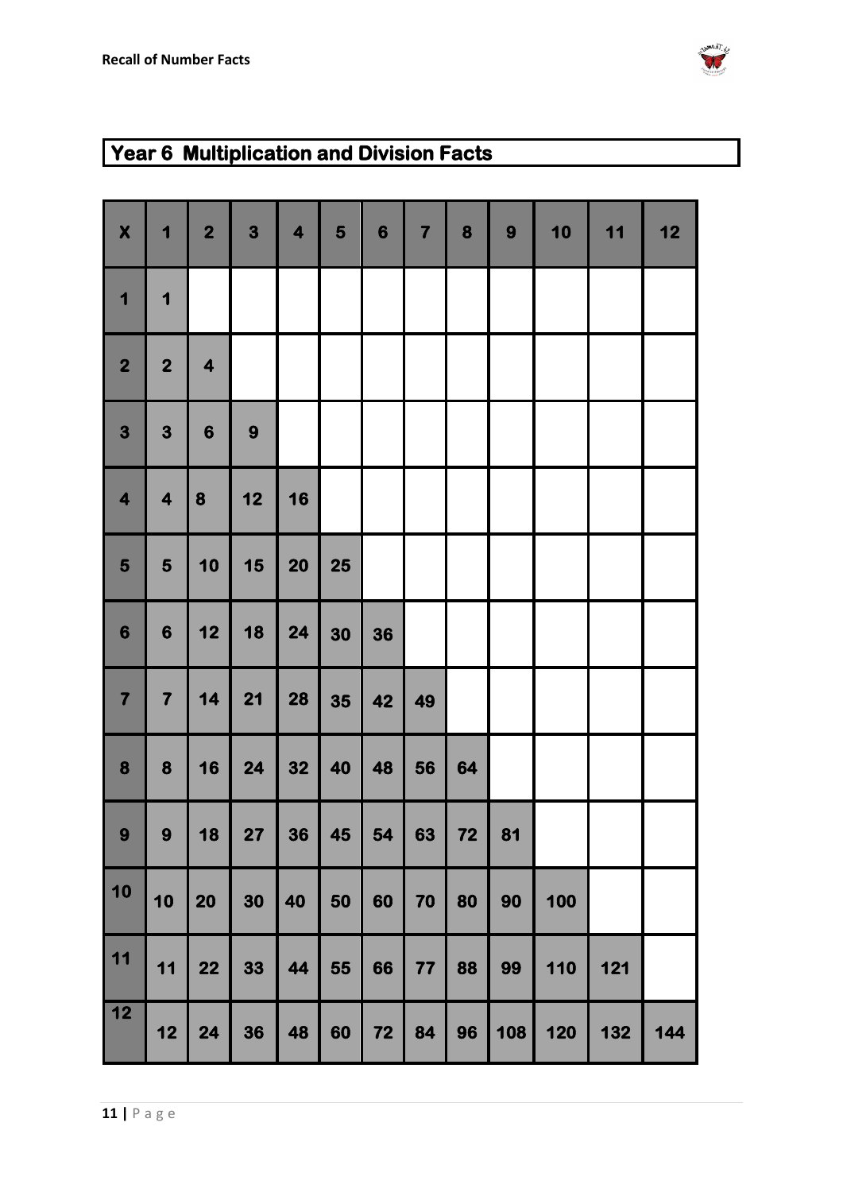## Year 6 Multiplication and Division Facts

| X | 1 | 2 | 3 | 4 | 5 | 6 | 7 | 8 | 9 | 10 | 11 | 12 |
|---|---|---|---|---|---|---|---|---|---|---|---|---|
| 1 | 1 | | | | | | | | | | | |
| 2 | 2 | 4 | | | | | | | | | | |
| 3 | 3 | 6 | 9 | | | | | | | | | |
| 4 | 4 | 8 | 12 | 16 | | | | | | | | |
| 5 | 5 | 10 | 15 | 20 | 25 | | | | | | | |
| 6 | 6 | 12 | 18 | 24 | 30 | 36 | | | | | | |
| 7 | 7 | 14 | 21 | 28 | 35 | 42 | 49 | | | | | |
| 8 | 8 | 16 | 24 | 32 | 40 | 48 | 56 | 64 | | | | |
| 9 | 9 | 18 | 27 | 36 | 45 | 54 | 63 | 72 | 81 | | | |
| 10 | 10 | 20 | 30 | 40 | 50 | 60 | 70 | 80 | 90 | 100 | | |
| 11 | 11 | 22 | 33 | 44 | 55 | 66 | 77 | 88 | 99 | 110 | 121 | |
| 12 | 12 | 24 | 36 | 48 | 60 | 72 | 84 | 96 | 108 | 120 | 132 | 144 |